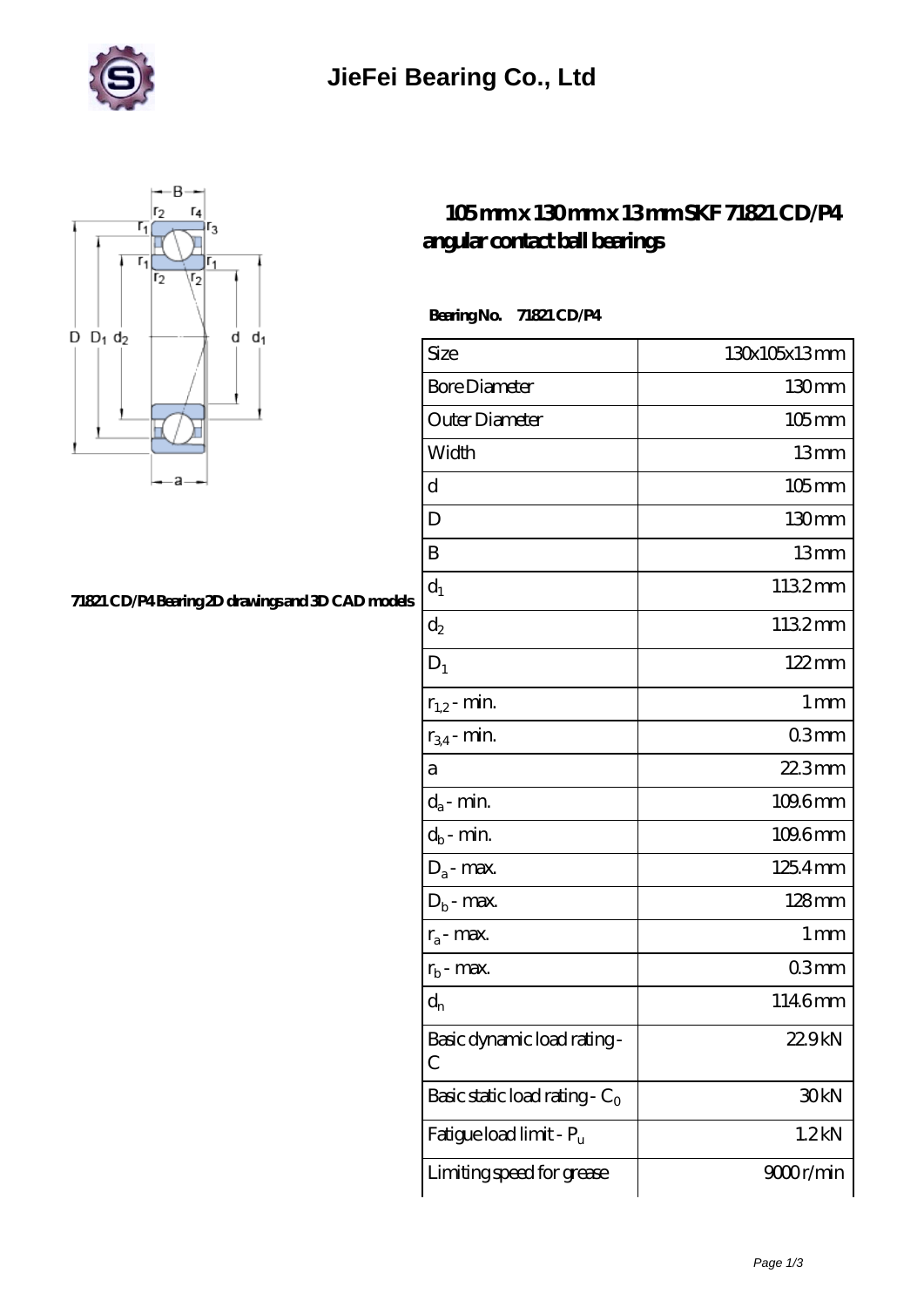# JieFei Bearing Co., Ltd

## 105 mm x 130 mm x 13 mm SKF 71821 CD/P4 angular contact ball bearings

71821 CD/P4 Bearing 2D drawings and 3D CAD models

**Bearing No. 71821 CD/P4**

| | |
|---|---|
| Size | 130x105x13 mm |
| Bore Diameter | 130 mm |
| Outer Diameter | 105 mm |
| Width | 13 mm |
| d | 105 mm |
| D | 130 mm |
| B | 13 mm |
| $d_1$ | 113.2 mm |
| $d_2$ | 113.2 mm |
| $D_1$ | 122 mm |
| $r_{1,2}$ - min. | 1 mm |
| $r_{3,4}$ - min. | 0.3 mm |
| a | 22.3 mm |
| $d_a$ - min. | 109.6 mm |
| $d_b$ - min. | 109.6 mm |
| $D_a$ - max. | 125.4 mm |
| $D_b$ - max. | 128 mm |
| $r_a$ - max. | 1 mm |
| $r_b$ - max. | 0.3 mm |
| $d_n$ | 114.6 mm |
| Basic dynamic load rating - C | 22.9 kN |
| Basic static load rating - $C_0$ | 30 kN |
| Fatigue load limit - $P_u$ | 1.2 kN |
| Limiting speed for grease | 9000 r/min |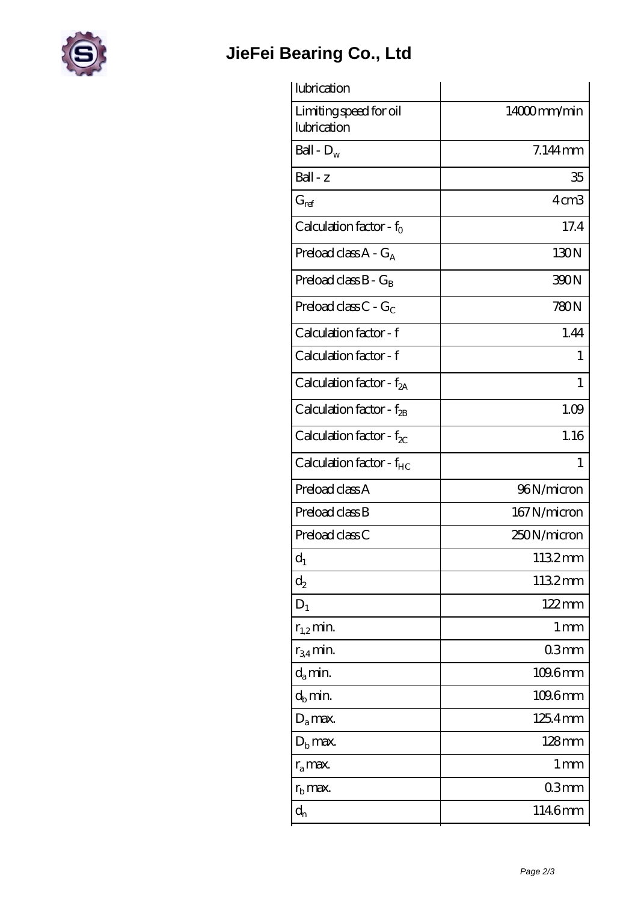# JieFei Bearing Co., Ltd

| | |
|---|---|
| lubrication | |
| Limiting speed for oil lubrication | 14000 mm/min |
| Ball - $D_w$ | 7.144 mm |
| Ball - z | 35 |
| $G_{ref}$ | 4 cm3 |
| Calculation factor - $f_0$ | 17.4 |
| Preload class A - $G_A$ | 130 N |
| Preload class B - $G_B$ | 390 N |
| Preload class C - $G_C$ | 780 N |
| Calculation factor - f | 1.44 |
| Calculation factor - f | 1 |
| Calculation factor - $f_{2A}$ | 1 |
| Calculation factor - $f_{2B}$ | 1.09 |
| Calculation factor - $f_{2C}$ | 1.16 |
| Calculation factor - $f_{HC}$ | 1 |
| Preload class A | 96 N/micron |
| Preload class B | 167 N/micron |
| Preload class C | 250 N/micron |
| $d_1$ | 113.2 mm |
| $d_2$ | 113.2 mm |
| $D_1$ | 122 mm |
| $r_{1,2}$ min. | 1 mm |
| $r_{3,4}$ min. | 0.3 mm |
| $d_a$ min. | 109.6 mm |
| $d_b$ min. | 109.6 mm |
| $D_a$ max. | 125.4 mm |
| $D_b$ max. | 128 mm |
| $r_a$ max. | 1 mm |
| $r_b$ max. | 0.3 mm |
| $d_n$ | 114.6 mm |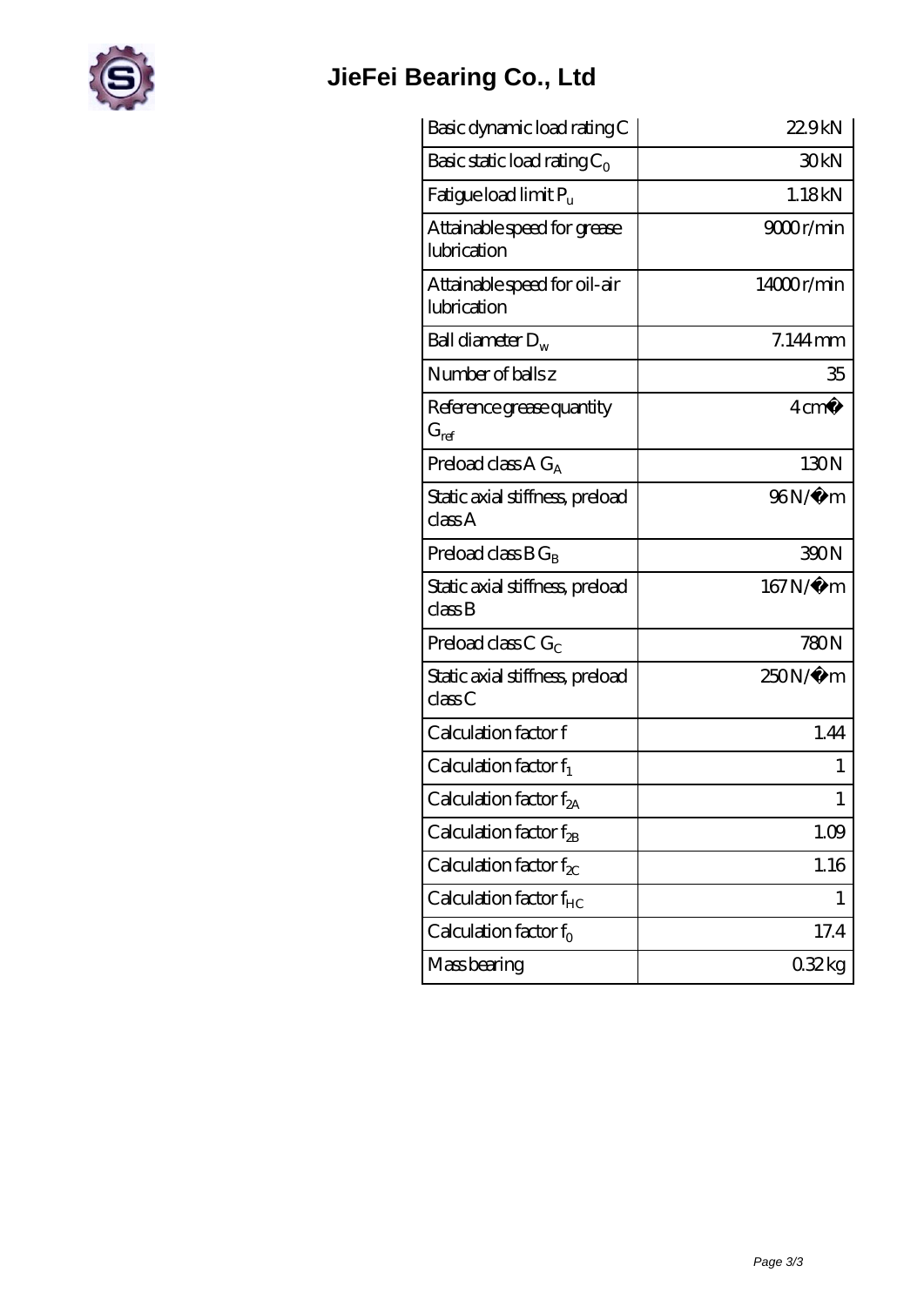# JieFei Bearing Co., Ltd

| | |
|---|---|
| Basic dynamic load rating C | 22.9 kN |
| Basic static load rating $C_0$ | 30 kN |
| Fatigue load limit $P_u$ | 1.18 kN |
| Attainable speed for grease lubrication | 9000 r/min |
| Attainable speed for oil-air lubrication | 14000 r/min |
| Ball diameter $D_w$ | 7.144 mm |
| Number of balls z | 35 |
| Reference grease quantity $G_{ref}$ | 4 cm� |
| Preload class A $G_A$ | 130 N |
| Static axial stiffness, preload class A | 96 N/�m |
| Preload class B $G_B$ | 390 N |
| Static axial stiffness, preload class B | 167 N/�m |
| Preload class C $G_C$ | 780 N |
| Static axial stiffness, preload class C | 250 N/�m |
| Calculation factor f | 1.44 |
| Calculation factor $f_1$ | 1 |
| Calculation factor $f_{2A}$ | 1 |
| Calculation factor $f_{2B}$ | 1.09 |
| Calculation factor $f_{2C}$ | 1.16 |
| Calculation factor $f_{HC}$ | 1 |
| Calculation factor $f_0$ | 17.4 |
| Mass bearing | 0.32 kg |